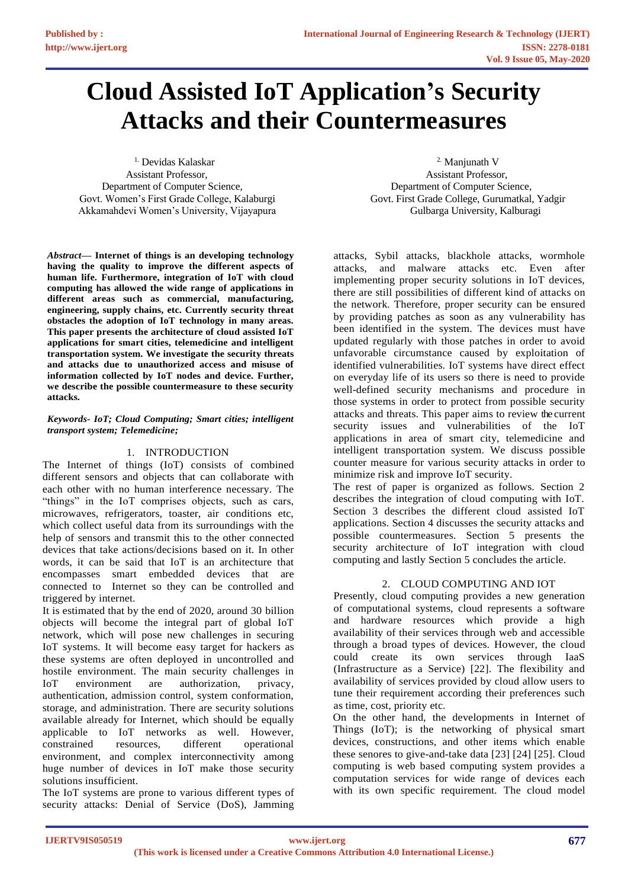# Cloud Assisted IoT Application's Security Attacks and their Countermeasures

[1.] Devidas Kalaskar
Assistant Professor,
Department of Computer Science,
Govt. Women's First Grade College, Kalaburgi
Akkamahdevi Women's University, Vijayapura

[2.] Manjunath V
Assistant Professor,
Department of Computer Science,
Govt. First Grade College, Gurumatkal, Yadgir
Gulbarga University, Kalburagi

***Abstract*— Internet of things is an developing technology having the quality to improve the different aspects of human life. Furthermore, integration of IoT with cloud computing has allowed the wide range of applications in different areas such as commercial, manufacturing, engineering, supply chains, etc. Currently security threat obstacles the adoption of IoT technology in many areas. This paper presents the architecture of cloud assisted IoT applications for smart cities, telemedicine and intelligent transportation system. We investigate the security threats and attacks due to unauthorized access and misuse of information collected by IoT nodes and device. Further, we describe the possible countermeasure to these security attacks.**

***Keywords- IoT; Cloud Computing; Smart cities; intelligent transport system; Telemedicine;***

## 1. INTRODUCTION

The Internet of things (IoT) consists of combined different sensors and objects that can collaborate with each other with no human interference necessary. The "things" in the IoT comprises objects, such as cars, microwaves, refrigerators, toaster, air conditions etc, which collect useful data from its surroundings with the help of sensors and transmit this to the other connected devices that take actions/decisions based on it. In other words, it can be said that IoT is an architecture that encompasses smart embedded devices that are connected to Internet so they can be controlled and triggered by internet.

It is estimated that by the end of 2020, around 30 billion objects will become the integral part of global IoT network, which will pose new challenges in securing IoT systems. It will become easy target for hackers as these systems are often deployed in uncontrolled and hostile environment. The main security challenges in IoT environment are authorization, privacy, authentication, admission control, system conformation, storage, and administration. There are security solutions available already for Internet, which should be equally applicable to IoT networks as well. However, constrained resources, different operational environment, and complex interconnectivity among huge number of devices in IoT make those security solutions insufficient.

The IoT systems are prone to various different types of security attacks: Denial of Service (DoS), Jamming attacks, Sybil attacks, blackhole attacks, wormhole attacks, and malware attacks etc. Even after implementing proper security solutions in IoT devices, there are still possibilities of different kind of attacks on the network. Therefore, proper security can be ensured by providing patches as soon as any vulnerability has been identified in the system. The devices must have updated regularly with those patches in order to avoid unfavorable circumstance caused by exploitation of identified vulnerabilities. IoT systems have direct effect on everyday life of its users so there is need to provide well-defined security mechanisms and procedure in those systems in order to protect from possible security attacks and threats. This paper aims to review the current security issues and vulnerabilities of the IoT applications in area of smart city, telemedicine and intelligent transportation system. We discuss possible counter measure for various security attacks in order to minimize risk and improve IoT security.

The rest of paper is organized as follows. Section 2 describes the integration of cloud computing with IoT. Section 3 describes the different cloud assisted IoT applications. Section 4 discusses the security attacks and possible countermeasures. Section 5 presents the security architecture of IoT integration with cloud computing and lastly Section 5 concludes the article.

## 2. CLOUD COMPUTING AND IOT

Presently, cloud computing provides a new generation of computational systems, cloud represents a software and hardware resources which provide a high availability of their services through web and accessible through a broad types of devices. However, the cloud could create its own services through IaaS (Infrastructure as a Service) [22]. The flexibility and availability of services provided by cloud allow users to tune their requirement according their preferences such as time, cost, priority etc.

On the other hand, the developments in Internet of Things (IoT); is the networking of physical smart devices, constructions, and other items which enable these senores to give-and-take data [23] [24] [25]. Cloud computing is web based computing system provides a computation services for wide range of devices each with its own specific requirement. The cloud model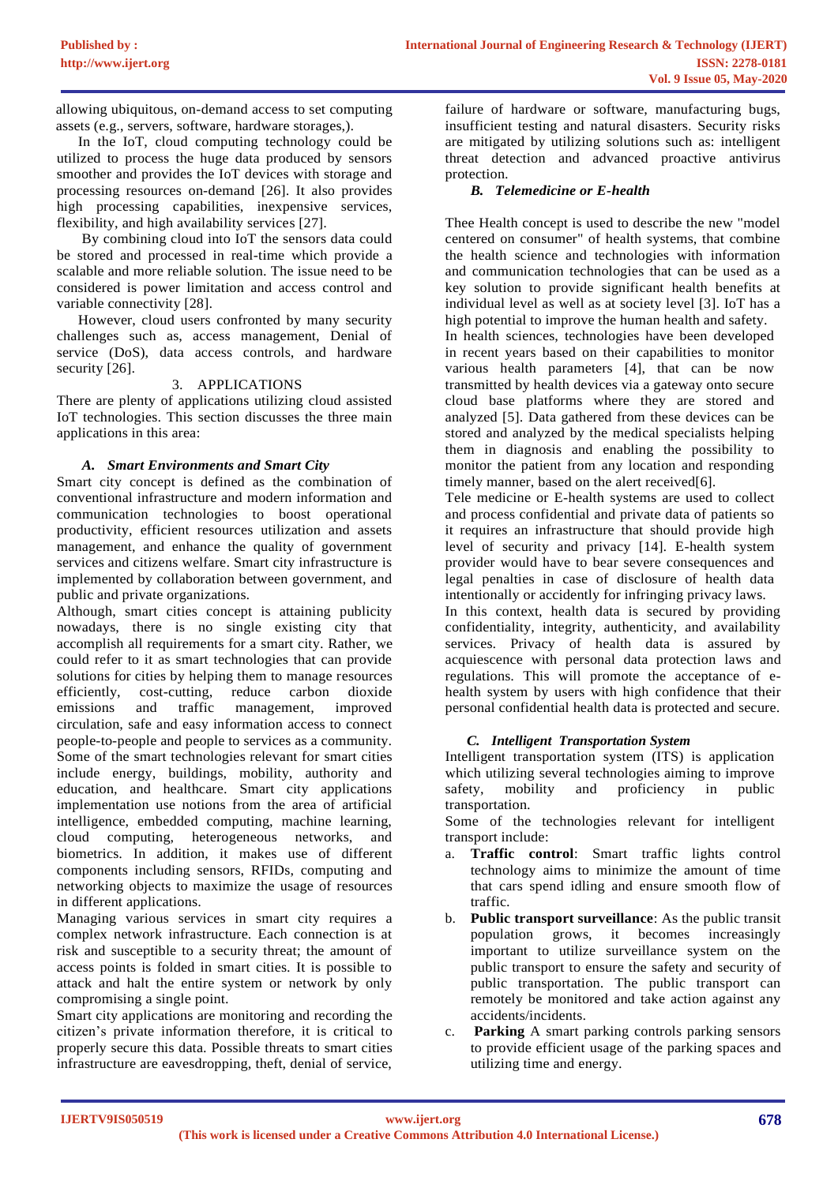allowing ubiquitous, on-demand access to set computing assets (e.g., servers, software, hardware storages,).

In the IoT, cloud computing technology could be utilized to process the huge data produced by sensors smoother and provides the IoT devices with storage and processing resources on-demand [26]. It also provides high processing capabilities, inexpensive services, flexibility, and high availability services [27].

By combining cloud into IoT the sensors data could be stored and processed in real-time which provide a scalable and more reliable solution. The issue need to be considered is power limitation and access control and variable connectivity [28].

However, cloud users confronted by many security challenges such as, access management, Denial of service (DoS), data access controls, and hardware security [26].

## 3. APPLICATIONS

There are plenty of applications utilizing cloud assisted IoT technologies. This section discusses the three main applications in this area:

### *A. Smart Environments and Smart City*

Smart city concept is defined as the combination of conventional infrastructure and modern information and communication technologies to boost operational productivity, efficient resources utilization and assets management, and enhance the quality of government services and citizens welfare. Smart city infrastructure is implemented by collaboration between government, and public and private organizations.

Although, smart cities concept is attaining publicity nowadays, there is no single existing city that accomplish all requirements for a smart city. Rather, we could refer to it as smart technologies that can provide solutions for cities by helping them to manage resources efficiently, cost-cutting, reduce carbon dioxide emissions and traffic management, improved circulation, safe and easy information access to connect people-to-people and people to services as a community. Some of the smart technologies relevant for smart cities include energy, buildings, mobility, authority and education, and healthcare. Smart city applications implementation use notions from the area of artificial intelligence, embedded computing, machine learning, cloud computing, heterogeneous networks, and biometrics. In addition, it makes use of different components including sensors, RFIDs, computing and networking objects to maximize the usage of resources in different applications.

Managing various services in smart city requires a complex network infrastructure. Each connection is at risk and susceptible to a security threat; the amount of access points is folded in smart cities. It is possible to attack and halt the entire system or network by only compromising a single point.

Smart city applications are monitoring and recording the citizen's private information therefore, it is critical to properly secure this data. Possible threats to smart cities infrastructure are eavesdropping, theft, denial of service, failure of hardware or software, manufacturing bugs, insufficient testing and natural disasters. Security risks are mitigated by utilizing solutions such as: intelligent threat detection and advanced proactive antivirus protection.

### *B. Telemedicine or E-health*

Thee Health concept is used to describe the new "model centered on consumer" of health systems, that combine the health science and technologies with information and communication technologies that can be used as a key solution to provide significant health benefits at individual level as well as at society level [3]. IoT has a high potential to improve the human health and safety.

In health sciences, technologies have been developed in recent years based on their capabilities to monitor various health parameters [4], that can be now transmitted by health devices via a gateway onto secure cloud base platforms where they are stored and analyzed [5]. Data gathered from these devices can be stored and analyzed by the medical specialists helping them in diagnosis and enabling the possibility to monitor the patient from any location and responding timely manner, based on the alert received[6].

Tele medicine or E-health systems are used to collect and process confidential and private data of patients so it requires an infrastructure that should provide high level of security and privacy [14]. E-health system provider would have to bear severe consequences and legal penalties in case of disclosure of health data intentionally or accidently for infringing privacy laws.

In this context, health data is secured by providing confidentiality, integrity, authenticity, and availability services. Privacy of health data is assured by acquiescence with personal data protection laws and regulations. This will promote the acceptance of e-health system by users with high confidence that their personal confidential health data is protected and secure.

### *C. Intelligent Transportation System*

Intelligent transportation system (ITS) is application which utilizing several technologies aiming to improve safety, mobility and proficiency in public transportation.

Some of the technologies relevant for intelligent transport include:

a. **Traffic control**: Smart traffic lights control technology aims to minimize the amount of time that cars spend idling and ensure smooth flow of traffic.
b. **Public transport surveillance**: As the public transit population grows, it becomes increasingly important to utilize surveillance system on the public transport to ensure the safety and security of public transportation. The public transport can remotely be monitored and take action against any accidents/incidents.
c. **Parking** A smart parking controls parking sensors to provide efficient usage of the parking spaces and utilizing time and energy.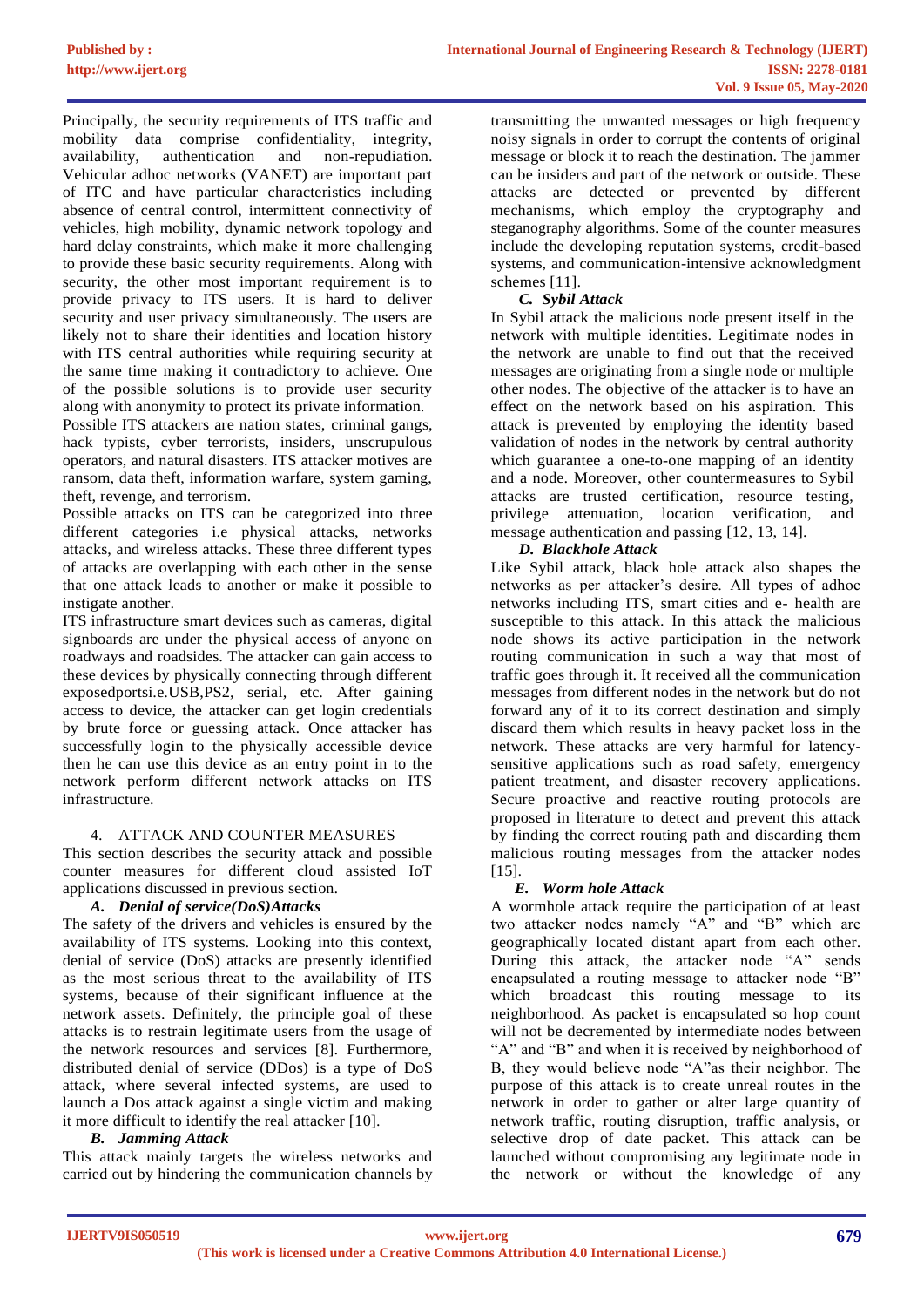Principally, the security requirements of ITS traffic and mobility data comprise confidentiality, integrity, availability, authentication and non-repudiation. Vehicular adhoc networks (VANET) are important part of ITC and have particular characteristics including absence of central control, intermittent connectivity of vehicles, high mobility, dynamic network topology and hard delay constraints, which make it more challenging to provide these basic security requirements. Along with security, the other most important requirement is to provide privacy to ITS users. It is hard to deliver security and user privacy simultaneously. The users are likely not to share their identities and location history with ITS central authorities while requiring security at the same time making it contradictory to achieve. One of the possible solutions is to provide user security along with anonymity to protect its private information.

Possible ITS attackers are nation states, criminal gangs, hack typists, cyber terrorists, insiders, unscrupulous operators, and natural disasters. ITS attacker motives are ransom, data theft, information warfare, system gaming, theft, revenge, and terrorism.

Possible attacks on ITS can be categorized into three different categories i.e physical attacks, networks attacks, and wireless attacks. These three different types of attacks are overlapping with each other in the sense that one attack leads to another or make it possible to instigate another.

ITS infrastructure smart devices such as cameras, digital signboards are under the physical access of anyone on roadways and roadsides. The attacker can gain access to these devices by physically connecting through different exposedportsi.e.USB,PS2, serial, etc. After gaining access to device, the attacker can get login credentials by brute force or guessing attack. Once attacker has successfully login to the physically accessible device then he can use this device as an entry point in to the network perform different network attacks on ITS infrastructure.

## 4. ATTACK AND COUNTER MEASURES

This section describes the security attack and possible counter measures for different cloud assisted IoT applications discussed in previous section.

### *A. Denial of service(DoS)Attacks*

The safety of the drivers and vehicles is ensured by the availability of ITS systems. Looking into this context, denial of service (DoS) attacks are presently identified as the most serious threat to the availability of ITS systems, because of their significant influence at the network assets. Definitely, the principle goal of these attacks is to restrain legitimate users from the usage of the network resources and services [8]. Furthermore, distributed denial of service (DDos) is a type of DoS attack, where several infected systems, are used to launch a Dos attack against a single victim and making it more difficult to identify the real attacker [10].

### *B. Jamming Attack*

This attack mainly targets the wireless networks and carried out by hindering the communication channels by transmitting the unwanted messages or high frequency noisy signals in order to corrupt the contents of original message or block it to reach the destination. The jammer can be insiders and part of the network or outside. These attacks are detected or prevented by different mechanisms, which employ the cryptography and steganography algorithms. Some of the counter measures include the developing reputation systems, credit-based systems, and communication-intensive acknowledgment schemes [11].

### *C. Sybil Attack*

In Sybil attack the malicious node present itself in the network with multiple identities. Legitimate nodes in the network are unable to find out that the received messages are originating from a single node or multiple other nodes. The objective of the attacker is to have an effect on the network based on his aspiration. This attack is prevented by employing the identity based validation of nodes in the network by central authority which guarantee a one-to-one mapping of an identity and a node. Moreover, other countermeasures to Sybil attacks are trusted certification, resource testing, privilege attenuation, location verification, and message authentication and passing [12, 13, 14].

### *D. Blackhole Attack*

Like Sybil attack, black hole attack also shapes the networks as per attacker's desire. All types of adhoc networks including ITS, smart cities and e- health are susceptible to this attack. In this attack the malicious node shows its active participation in the network routing communication in such a way that most of traffic goes through it. It received all the communication messages from different nodes in the network but do not forward any of it to its correct destination and simply discard them which results in heavy packet loss in the network. These attacks are very harmful for latency-sensitive applications such as road safety, emergency patient treatment, and disaster recovery applications. Secure proactive and reactive routing protocols are proposed in literature to detect and prevent this attack by finding the correct routing path and discarding them malicious routing messages from the attacker nodes [15].

### *E. Worm hole Attack*

A wormhole attack require the participation of at least two attacker nodes namely "A" and "B" which are geographically located distant apart from each other. During this attack, the attacker node "A" sends encapsulated a routing message to attacker node "B" which broadcast this routing message to its neighborhood. As packet is encapsulated so hop count will not be decremented by intermediate nodes between "A" and "B" and when it is received by neighborhood of B, they would believe node "A"as their neighbor. The purpose of this attack is to create unreal routes in the network in order to gather or alter large quantity of network traffic, routing disruption, traffic analysis, or selective drop of date packet. This attack can be launched without compromising any legitimate node in the network or without the knowledge of any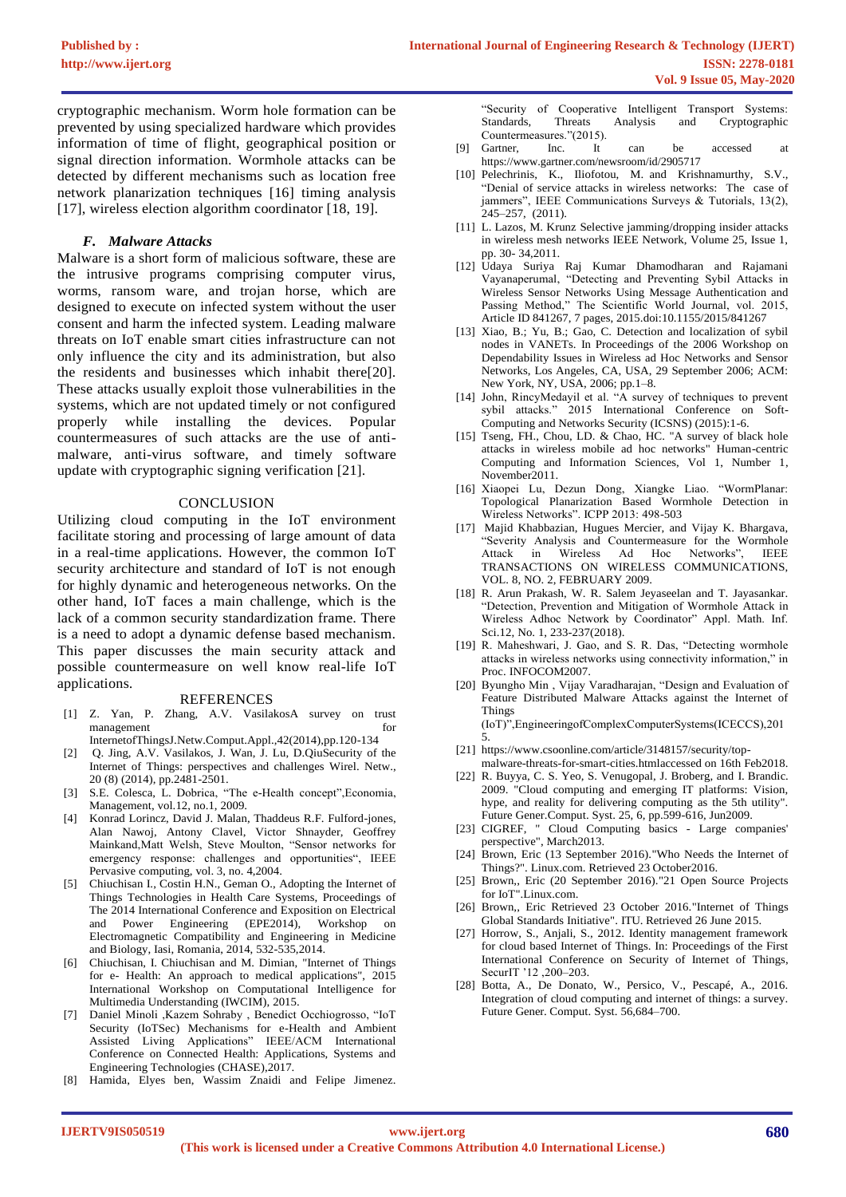cryptographic mechanism. Worm hole formation can be prevented by using specialized hardware which provides information of time of flight, geographical position or signal direction information. Wormhole attacks can be detected by different mechanisms such as location free network planarization techniques [16] timing analysis [17], wireless election algorithm coordinator [18, 19].

### *F. Malware Attacks*

Malware is a short form of malicious software, these are the intrusive programs comprising computer virus, worms, ransom ware, and trojan horse, which are designed to execute on infected system without the user consent and harm the infected system. Leading malware threats on IoT enable smart cities infrastructure can not only influence the city and its administration, but also the residents and businesses which inhabit there[20]. These attacks usually exploit those vulnerabilities in the systems, which are not updated timely or not configured properly while installing the devices. Popular countermeasures of such attacks are the use of anti-malware, anti-virus software, and timely software update with cryptographic signing verification [21].

## CONCLUSION

Utilizing cloud computing in the IoT environment facilitate storing and processing of large amount of data in a real-time applications. However, the common IoT security architecture and standard of IoT is not enough for highly dynamic and heterogeneous networks. On the other hand, IoT faces a main challenge, which is the lack of a common security standardization frame. There is a need to adopt a dynamic defense based mechanism. This paper discusses the main security attack and possible countermeasure on well know real-life IoT applications.

## REFERENCES

[1] Z. Yan, P. Zhang, A.V. VasilakosA survey on trust management for InternetofThingsJ.Netw.Comput.Appl.,42(2014),pp.120-134

[2] Q. Jing, A.V. Vasilakos, J. Wan, J. Lu, D.QiuSecurity of the Internet of Things: perspectives and challenges Wirel. Netw., 20 (8) (2014), pp.2481-2501.

[3] S.E. Colesca, L. Dobrica, "The e-Health concept",Economia, Management, vol.12, no.1, 2009.

[4] Konrad Lorincz, David J. Malan, Thaddeus R.F. Fulford-jones, Alan Nawoj, Antony Clavel, Victor Shnayder, Geoffrey Mainkand,Matt Welsh, Steve Moulton, "Sensor networks for emergency response: challenges and opportunities", IEEE Pervasive computing, vol. 3, no. 4,2004.

[5] Chiuchisan I., Costin H.N., Geman O., Adopting the Internet of Things Technologies in Health Care Systems, Proceedings of The 2014 International Conference and Exposition on Electrical and Power Engineering (EPE2014), Workshop on Electromagnetic Compatibility and Engineering in Medicine and Biology, Iasi, Romania, 2014, 532-535,2014.

[6] Chiuchisan, I. Chiuchisan and M. Dimian, "Internet of Things for e- Health: An approach to medical applications", 2015 International Workshop on Computational Intelligence for Multimedia Understanding (IWCIM), 2015.

[7] Daniel Minoli ,Kazem Sohraby , Benedict Occhiogrosso, "IoT Security (IoTSec) Mechanisms for e-Health and Ambient Assisted Living Applications" IEEE/ACM International Conference on Connected Health: Applications, Systems and Engineering Technologies (CHASE),2017.

[8] Hamida, Elyes ben, Wassim Znaidi and Felipe Jimenez. "Security of Cooperative Intelligent Transport Systems: Standards, Threats Analysis and Cryptographic Countermeasures."(2015).

[9] Gartner, Inc. It can be accessed at https://www.gartner.com/newsroom/id/2905717

[10] Pelechrinis, K., Iliofotou, M. and Krishnamurthy, S.V., "Denial of service attacks in wireless networks: The case of jammers", IEEE Communications Surveys & Tutorials, 13(2), 245–257, (2011).

[11] L. Lazos, M. Krunz Selective jamming/dropping insider attacks in wireless mesh networks IEEE Network, Volume 25, Issue 1, pp. 30- 34,2011.

[12] Udaya Suriya Raj Kumar Dhamodharan and Rajamani Vayanaperumal, "Detecting and Preventing Sybil Attacks in Wireless Sensor Networks Using Message Authentication and Passing Method," The Scientific World Journal, vol. 2015, Article ID 841267, 7 pages, 2015.doi:10.1155/2015/841267

[13] Xiao, B.; Yu, B.; Gao, C. Detection and localization of sybil nodes in VANETs. In Proceedings of the 2006 Workshop on Dependability Issues in Wireless ad Hoc Networks and Sensor Networks, Los Angeles, CA, USA, 29 September 2006; ACM: New York, NY, USA, 2006; pp.1–8.

[14] John, RincyMedayil et al. "A survey of techniques to prevent sybil attacks." 2015 International Conference on Soft-Computing and Networks Security (ICSNS) (2015):1-6.

[15] Tseng, FH., Chou, LD. & Chao, HC. "A survey of black hole attacks in wireless mobile ad hoc networks" Human-centric Computing and Information Sciences, Vol 1, Number 1, November2011.

[16] Xiaopei Lu, Dezun Dong, Xiangke Liao. "WormPlanar: Topological Planarization Based Wormhole Detection in Wireless Networks". ICPP 2013: 498-503

[17] Majid Khabbazian, Hugues Mercier, and Vijay K. Bhargava, "Severity Analysis and Countermeasure for the Wormhole Attack in Wireless Ad Hoc Networks", IEEE TRANSACTIONS ON WIRELESS COMMUNICATIONS, VOL. 8, NO. 2, FEBRUARY 2009.

[18] R. Arun Prakash, W. R. Salem Jeyaseelan and T. Jayasankar. "Detection, Prevention and Mitigation of Wormhole Attack in Wireless Adhoc Network by Coordinator" Appl. Math. Inf. Sci.12, No. 1, 233-237(2018).

[19] R. Maheshwari, J. Gao, and S. R. Das, "Detecting wormhole attacks in wireless networks using connectivity information," in Proc. INFOCOM2007.

[20] Byungho Min , Vijay Varadharajan, "Design and Evaluation of Feature Distributed Malware Attacks against the Internet of Things (IoT)",EngineeringofComplexComputerSystems(ICECCS),2015.

[21] https://www.csoonline.com/article/3148157/security/top-malware-threats-for-smart-cities.htmlaccessed on 16th Feb2018.

[22] R. Buyya, C. S. Yeo, S. Venugopal, J. Broberg, and I. Brandic. 2009. "Cloud computing and emerging IT platforms: Vision, hype, and reality for delivering computing as the 5th utility". Future Gener.Comput. Syst. 25, 6, pp.599-616, Jun2009.

[23] CIGREF, " Cloud Computing basics - Large companies' perspective", March2013.

[24] Brown, Eric (13 September 2016)."Who Needs the Internet of Things?". Linux.com. Retrieved 23 October2016.

[25] Brown,, Eric (20 September 2016)."21 Open Source Projects for IoT".Linux.com.

[26] Brown,, Eric Retrieved 23 October 2016."Internet of Things Global Standards Initiative". ITU. Retrieved 26 June 2015.

[27] Horrow, S., Anjali, S., 2012. Identity management framework for cloud based Internet of Things. In: Proceedings of the First International Conference on Security of Internet of Things, SecurIT '12 ,200–203.

[28] Botta, A., De Donato, W., Persico, V., Pescapé, A., 2016. Integration of cloud computing and internet of things: a survey. Future Gener. Comput. Syst. 56,684–700.